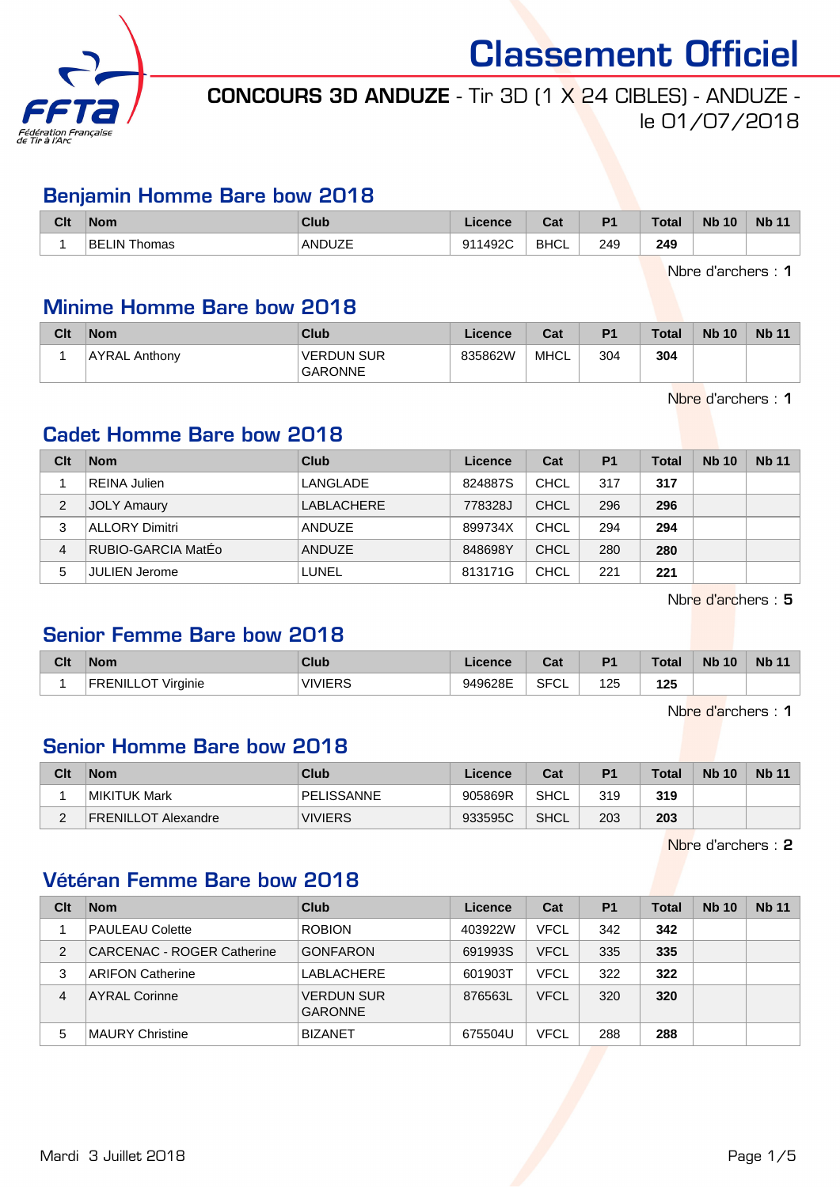# Classement Officiel

**CONCOURS 3D ANDUZE** - Tir 3D (1 X 24 CIBLES) - ANDUZE - le 01/07/2018

## Benjamin Homme Bare bow 2018

| Clt | Nom | Club | Licence | Cat | P1 | Total | Nb 10 | Nb 11 |
|---|---|---|---|---|---|---|---|---|
| 1 | BELIN Thomas | ANDUZE | 911492C | BHCL | 249 | **249** | | |

Nbre d'archers : **1**

## Minime Homme Bare bow 2018

| Clt | Nom | Club | Licence | Cat | P1 | Total | Nb 10 | Nb 11 |
|---|---|---|---|---|---|---|---|---|
| 1 | AYRAL Anthony | VERDUN SUR GARONNE | 835862W | MHCL | 304 | **304** | | |

Nbre d'archers : **1**

## Cadet Homme Bare bow 2018

| Clt | Nom | Club | Licence | Cat | P1 | Total | Nb 10 | Nb 11 |
|---|---|---|---|---|---|---|---|---|
| 1 | REINA Julien | LANGLADE | 824887S | CHCL | 317 | **317** | | |
| 2 | JOLY Amaury | LABLACHERE | 778328J | CHCL | 296 | **296** | | |
| 3 | ALLORY Dimitri | ANDUZE | 899734X | CHCL | 294 | **294** | | |
| 4 | RUBIO-GARCIA MatÉo | ANDUZE | 848698Y | CHCL | 280 | **280** | | |
| 5 | JULIEN Jerome | LUNEL | 813171G | CHCL | 221 | **221** | | |

Nbre d'archers : **5**

## Senior Femme Bare bow 2018

| Clt | Nom | Club | Licence | Cat | P1 | Total | Nb 10 | Nb 11 |
|---|---|---|---|---|---|---|---|---|
| 1 | FRENILLOT Virginie | VIVIERS | 949628E | SFCL | 125 | **125** | | |

Nbre d'archers : **1**

## Senior Homme Bare bow 2018

| Clt | Nom | Club | Licence | Cat | P1 | Total | Nb 10 | Nb 11 |
|---|---|---|---|---|---|---|---|---|
| 1 | MIKITUK Mark | PELISSANNE | 905869R | SHCL | 319 | **319** | | |
| 2 | FRENILLOT Alexandre | VIVIERS | 933595C | SHCL | 203 | **203** | | |

Nbre d'archers : **2**

## Vétéran Femme Bare bow 2018

| Clt | Nom | Club | Licence | Cat | P1 | Total | Nb 10 | Nb 11 |
|---|---|---|---|---|---|---|---|---|
| 1 | PAULEAU Colette | ROBION | 403922W | VFCL | 342 | **342** | | |
| 2 | CARCENAC - ROGER Catherine | GONFARON | 691993S | VFCL | 335 | **335** | | |
| 3 | ARIFON Catherine | LABLACHERE | 601903T | VFCL | 322 | **322** | | |
| 4 | AYRAL Corinne | VERDUN SUR GARONNE | 876563L | VFCL | 320 | **320** | | |
| 5 | MAURY Christine | BIZANET | 675504U | VFCL | 288 | **288** | | |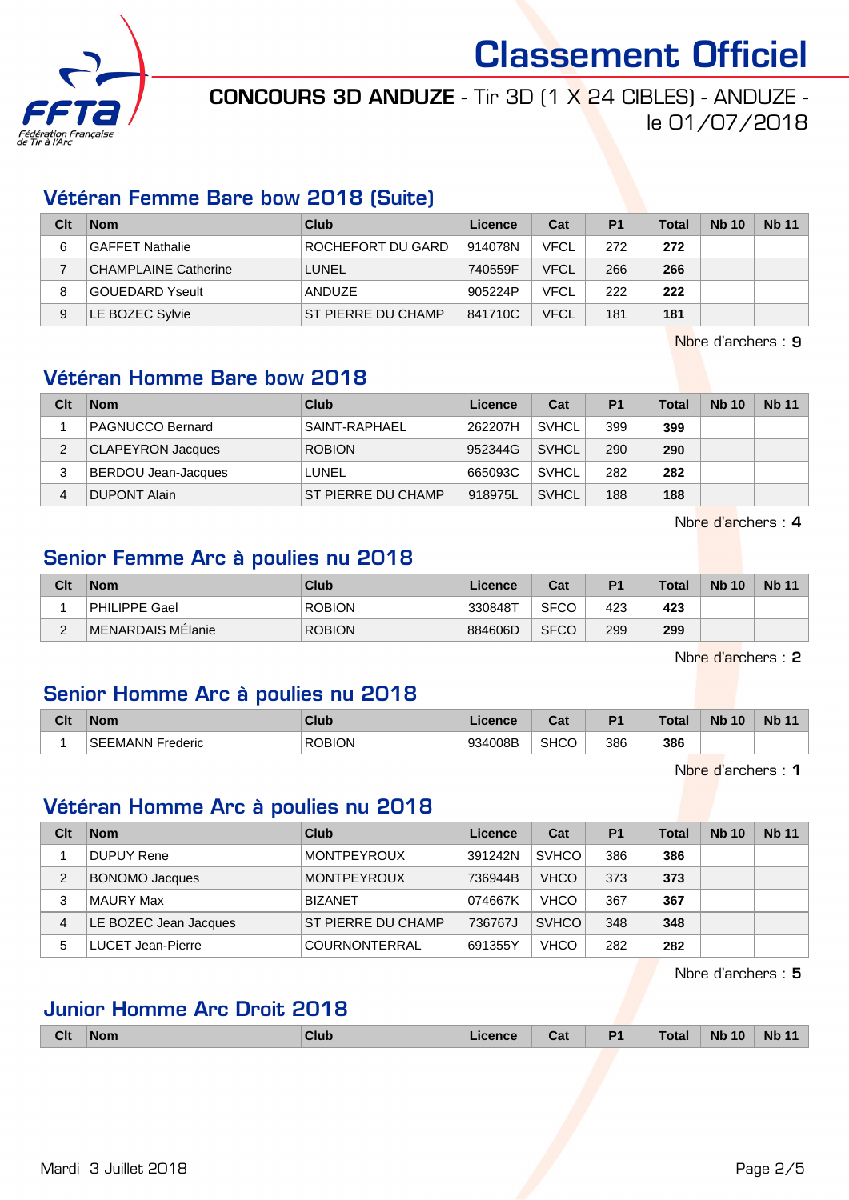# Classement Officiel

**CONCOURS 3D ANDUZE** - Tir 3D (1 X 24 CIBLES) - ANDUZE - le 01/07/2018

## Vétéran Femme Bare bow 2018 (Suite)

| Clt | Nom | Club | Licence | Cat | P1 | Total | Nb 10 | Nb 11 |
|---|---|---|---|---|---|---|---|---|
| 6 | GAFFET Nathalie | ROCHEFORT DU GARD | 914078N | VFCL | 272 | **272** | | |
| 7 | CHAMPLAINE Catherine | LUNEL | 740559F | VFCL | 266 | **266** | | |
| 8 | GOUEDARD Yseult | ANDUZE | 905224P | VFCL | 222 | **222** | | |
| 9 | LE BOZEC Sylvie | ST PIERRE DU CHAMP | 841710C | VFCL | 181 | **181** | | |

Nbre d'archers : **9**

## Vétéran Homme Bare bow 2018

| Clt | Nom | Club | Licence | Cat | P1 | Total | Nb 10 | Nb 11 |
|---|---|---|---|---|---|---|---|---|
| 1 | PAGNUCCO Bernard | SAINT-RAPHAEL | 262207H | SVHCL | 399 | **399** | | |
| 2 | CLAPEYRON Jacques | ROBION | 952344G | SVHCL | 290 | **290** | | |
| 3 | BERDOU Jean-Jacques | LUNEL | 665093C | SVHCL | 282 | **282** | | |
| 4 | DUPONT Alain | ST PIERRE DU CHAMP | 918975L | SVHCL | 188 | **188** | | |

Nbre d'archers : **4**

## Senior Femme Arc à poulies nu 2018

| Clt | Nom | Club | Licence | Cat | P1 | Total | Nb 10 | Nb 11 |
|---|---|---|---|---|---|---|---|---|
| 1 | PHILIPPE Gael | ROBION | 330848T | SFCO | 423 | **423** | | |
| 2 | MENARDAIS MÉlanie | ROBION | 884606D | SFCO | 299 | **299** | | |

Nbre d'archers : **2**

## Senior Homme Arc à poulies nu 2018

| Clt | Nom | Club | Licence | Cat | P1 | Total | Nb 10 | Nb 11 |
|---|---|---|---|---|---|---|---|---|
| 1 | SEEMANN Frederic | ROBION | 934008B | SHCO | 386 | **386** | | |

Nbre d'archers : **1**

## Vétéran Homme Arc à poulies nu 2018

| Clt | Nom | Club | Licence | Cat | P1 | Total | Nb 10 | Nb 11 |
|---|---|---|---|---|---|---|---|---|
| 1 | DUPUY Rene | MONTPEYROUX | 391242N | SVHCO | 386 | **386** | | |
| 2 | BONOMO Jacques | MONTPEYROUX | 736944B | VHCO | 373 | **373** | | |
| 3 | MAURY Max | BIZANET | 074667K | VHCO | 367 | **367** | | |
| 4 | LE BOZEC Jean Jacques | ST PIERRE DU CHAMP | 736767J | SVHCO | 348 | **348** | | |
| 5 | LUCET Jean-Pierre | COURNONTERRAL | 691355Y | VHCO | 282 | **282** | | |

Nbre d'archers : **5**

## Junior Homme Arc Droit 2018

| Clt | Nom | Club | Licence | Cat | P1 | Total | Nb 10 | Nb 11 |
|---|---|---|---|---|---|---|---|---|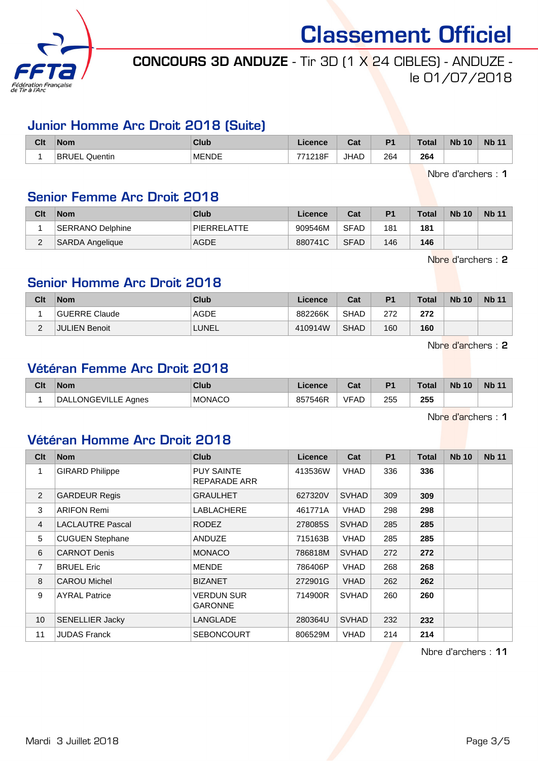# Classement Officiel

**CONCOURS 3D ANDUZE** - Tir 3D (1 X 24 CIBLES) - ANDUZE - le 01/07/2018

## Junior Homme Arc Droit 2018 (Suite)

| Clt | Nom | Club | Licence | Cat | P1 | Total | Nb 10 | Nb 11 |
|---|---|---|---|---|---|---|---|---|
| 1 | BRUEL Quentin | MENDE | 771218F | JHAD | 264 | **264** | | |

Nbre d'archers : **1**

## Senior Femme Arc Droit 2018

| Clt | Nom | Club | Licence | Cat | P1 | Total | Nb 10 | Nb 11 |
|---|---|---|---|---|---|---|---|---|
| 1 | SERRANO Delphine | PIERRELATTE | 909546M | SFAD | 181 | **181** | | |
| 2 | SARDA Angelique | AGDE | 880741C | SFAD | 146 | **146** | | |

Nbre d'archers : **2**

## Senior Homme Arc Droit 2018

| Clt | Nom | Club | Licence | Cat | P1 | Total | Nb 10 | Nb 11 |
|---|---|---|---|---|---|---|---|---|
| 1 | GUERRE Claude | AGDE | 882266K | SHAD | 272 | **272** | | |
| 2 | JULIEN Benoit | LUNEL | 410914W | SHAD | 160 | **160** | | |

Nbre d'archers : **2**

## Vétéran Femme Arc Droit 2018

| Clt | Nom | Club | Licence | Cat | P1 | Total | Nb 10 | Nb 11 |
|---|---|---|---|---|---|---|---|---|
| 1 | DALLONGEVILLE Agnes | MONACO | 857546R | VFAD | 255 | **255** | | |

Nbre d'archers : **1**

## Vétéran Homme Arc Droit 2018

| Clt | Nom | Club | Licence | Cat | P1 | Total | Nb 10 | Nb 11 |
|---|---|---|---|---|---|---|---|---|
| 1 | GIRARD Philippe | PUY SAINTE REPARADE ARR | 413536W | VHAD | 336 | **336** | | |
| 2 | GARDEUR Regis | GRAULHET | 627320V | SVHAD | 309 | **309** | | |
| 3 | ARIFON Remi | LABLACHERE | 461771A | VHAD | 298 | **298** | | |
| 4 | LACLAUTRE Pascal | RODEZ | 278085S | SVHAD | 285 | **285** | | |
| 5 | CUGUEN Stephane | ANDUZE | 715163B | VHAD | 285 | **285** | | |
| 6 | CARNOT Denis | MONACO | 786818M | SVHAD | 272 | **272** | | |
| 7 | BRUEL Eric | MENDE | 786406P | VHAD | 268 | **268** | | |
| 8 | CAROU Michel | BIZANET | 272901G | VHAD | 262 | **262** | | |
| 9 | AYRAL Patrice | VERDUN SUR GARONNE | 714900R | SVHAD | 260 | **260** | | |
| 10 | SENELLIER Jacky | LANGLADE | 280364U | SVHAD | 232 | **232** | | |
| 11 | JUDAS Franck | SEBONCOURT | 806529M | VHAD | 214 | **214** | | |

Nbre d'archers : **11**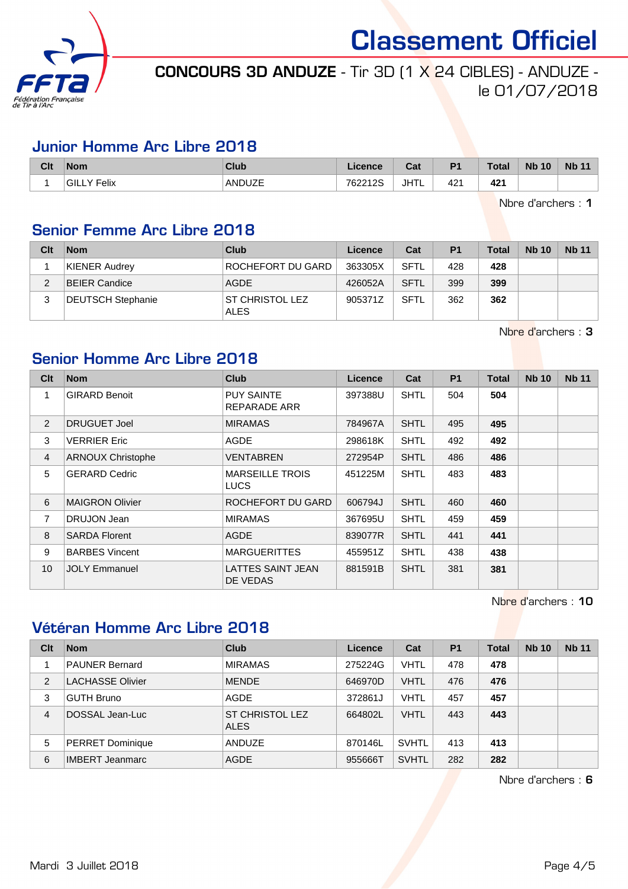# Classement Officiel

**CONCOURS 3D ANDUZE** - Tir 3D (1 X 24 CIBLES) - ANDUZE - le 01/07/2018

## Junior Homme Arc Libre 2018

| Clt | Nom | Club | Licence | Cat | P1 | Total | Nb 10 | Nb 11 |
|---|---|---|---|---|---|---|---|---|
| 1 | GILLY Felix | ANDUZE | 762212S | JHTL | 421 | **421** | | |

Nbre d'archers : **1**

## Senior Femme Arc Libre 2018

| Clt | Nom | Club | Licence | Cat | P1 | Total | Nb 10 | Nb 11 |
|---|---|---|---|---|---|---|---|---|
| 1 | KIENER Audrey | ROCHEFORT DU GARD | 363305X | SFTL | 428 | **428** | | |
| 2 | BEIER Candice | AGDE | 426052A | SFTL | 399 | **399** | | |
| 3 | DEUTSCH Stephanie | ST CHRISTOL LEZ ALES | 905371Z | SFTL | 362 | **362** | | |

Nbre d'archers : **3**

## Senior Homme Arc Libre 2018

| Clt | Nom | Club | Licence | Cat | P1 | Total | Nb 10 | Nb 11 |
|---|---|---|---|---|---|---|---|---|
| 1 | GIRARD Benoit | PUY SAINTE REPARADE ARR | 397388U | SHTL | 504 | **504** | | |
| 2 | DRUGUET Joel | MIRAMAS | 784967A | SHTL | 495 | **495** | | |
| 3 | VERRIER Eric | AGDE | 298618K | SHTL | 492 | **492** | | |
| 4 | ARNOUX Christophe | VENTABREN | 272954P | SHTL | 486 | **486** | | |
| 5 | GERARD Cedric | MARSEILLE TROIS LUCS | 451225M | SHTL | 483 | **483** | | |
| 6 | MAIGRON Olivier | ROCHEFORT DU GARD | 606794J | SHTL | 460 | **460** | | |
| 7 | DRUJON Jean | MIRAMAS | 367695U | SHTL | 459 | **459** | | |
| 8 | SARDA Florent | AGDE | 839077R | SHTL | 441 | **441** | | |
| 9 | BARBES Vincent | MARGUERITTES | 455951Z | SHTL | 438 | **438** | | |
| 10 | JOLY Emmanuel | LATTES SAINT JEAN DE VEDAS | 881591B | SHTL | 381 | **381** | | |

Nbre d'archers : **10**

## Vétéran Homme Arc Libre 2018

| Clt | Nom | Club | Licence | Cat | P1 | Total | Nb 10 | Nb 11 |
|---|---|---|---|---|---|---|---|---|
| 1 | PAUNER Bernard | MIRAMAS | 275224G | VHTL | 478 | **478** | | |
| 2 | LACHASSE Olivier | MENDE | 646970D | VHTL | 476 | **476** | | |
| 3 | GUTH Bruno | AGDE | 372861J | VHTL | 457 | **457** | | |
| 4 | DOSSAL Jean-Luc | ST CHRISTOL LEZ ALES | 664802L | VHTL | 443 | **443** | | |
| 5 | PERRET Dominique | ANDUZE | 870146L | SVHTL | 413 | **413** | | |
| 6 | IMBERT Jeanmarc | AGDE | 955666T | SVHTL | 282 | **282** | | |

Nbre d'archers : **6**

Mardi 3 Juillet 2018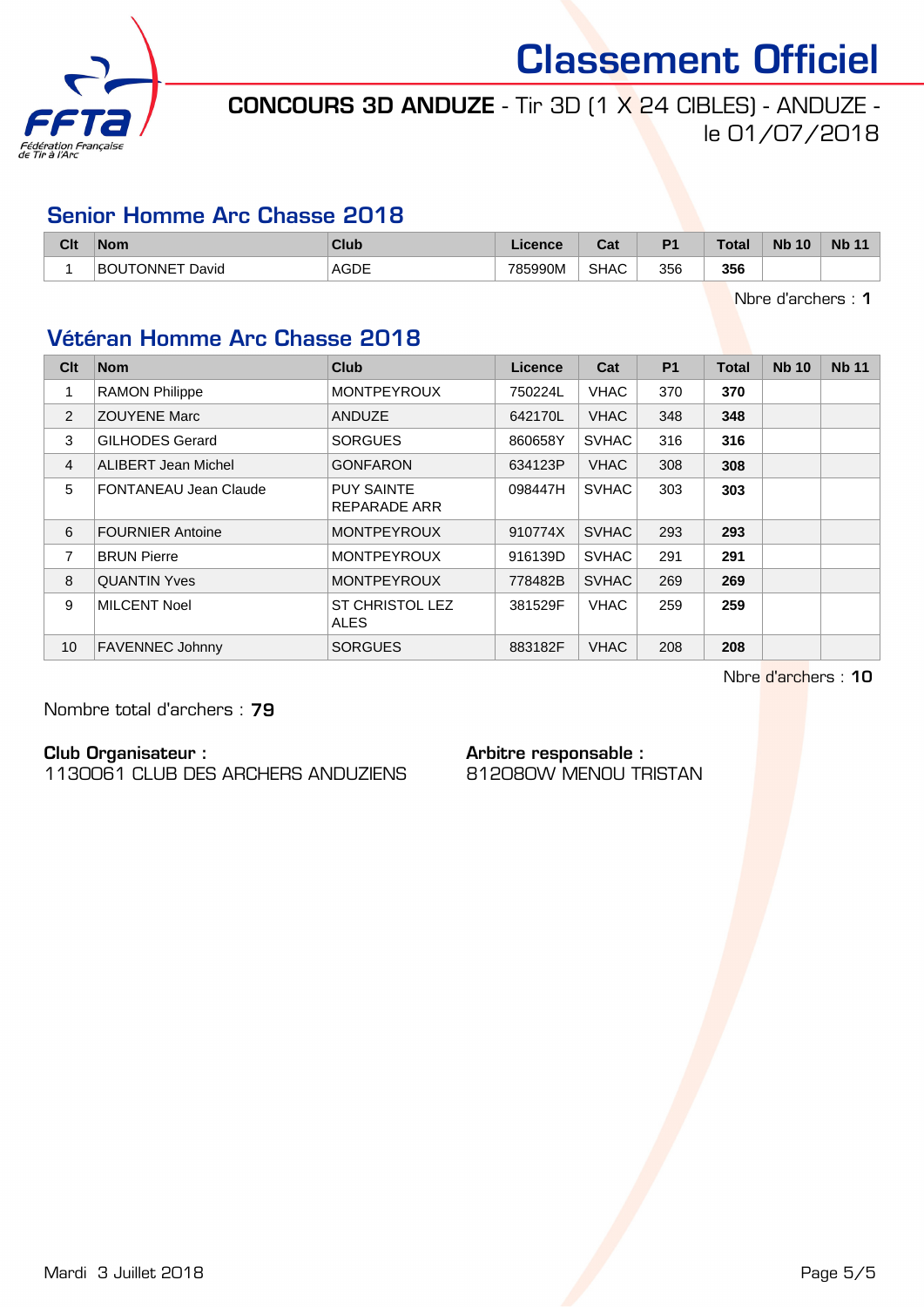# Classement Officiel

## CONCOURS 3D ANDUZE - Tir 3D (1 X 24 CIBLES) - ANDUZE - le 01/07/2018

### Senior Homme Arc Chasse 2018

| Clt | Nom | Club | Licence | Cat | P1 | Total | Nb 10 | Nb 11 |
|---|---|---|---|---|---|---|---|---|
| 1 | BOUTONNET David | AGDE | 785990M | SHAC | 356 | **356** | | |

Nbre d'archers : **1**

### Vétéran Homme Arc Chasse 2018

| Clt | Nom | Club | Licence | Cat | P1 | Total | Nb 10 | Nb 11 |
|---|---|---|---|---|---|---|---|---|
| 1 | RAMON Philippe | MONTPEYROUX | 750224L | VHAC | 370 | **370** | | |
| 2 | ZOUYENE Marc | ANDUZE | 642170L | VHAC | 348 | **348** | | |
| 3 | GILHODES Gerard | SORGUES | 860658Y | SVHAC | 316 | **316** | | |
| 4 | ALIBERT Jean Michel | GONFARON | 634123P | VHAC | 308 | **308** | | |
| 5 | FONTANEAU Jean Claude | PUY SAINTE REPARADE ARR | 098447H | SVHAC | 303 | **303** | | |
| 6 | FOURNIER Antoine | MONTPEYROUX | 910774X | SVHAC | 293 | **293** | | |
| 7 | BRUN Pierre | MONTPEYROUX | 916139D | SVHAC | 291 | **291** | | |
| 8 | QUANTIN Yves | MONTPEYROUX | 778482B | SVHAC | 269 | **269** | | |
| 9 | MILCENT Noel | ST CHRISTOL LEZ ALES | 381529F | VHAC | 259 | **259** | | |
| 10 | FAVENNEC Johnny | SORGUES | 883182F | VHAC | 208 | **208** | | |

Nbre d'archers : **10**

Nombre total d'archers : **79**

**Club Organisateur :**
1130061 CLUB DES ARCHERS ANDUZIENS

**Arbitre responsable :**
812080W MENOU TRISTAN

Mardi 3 Juillet 2018